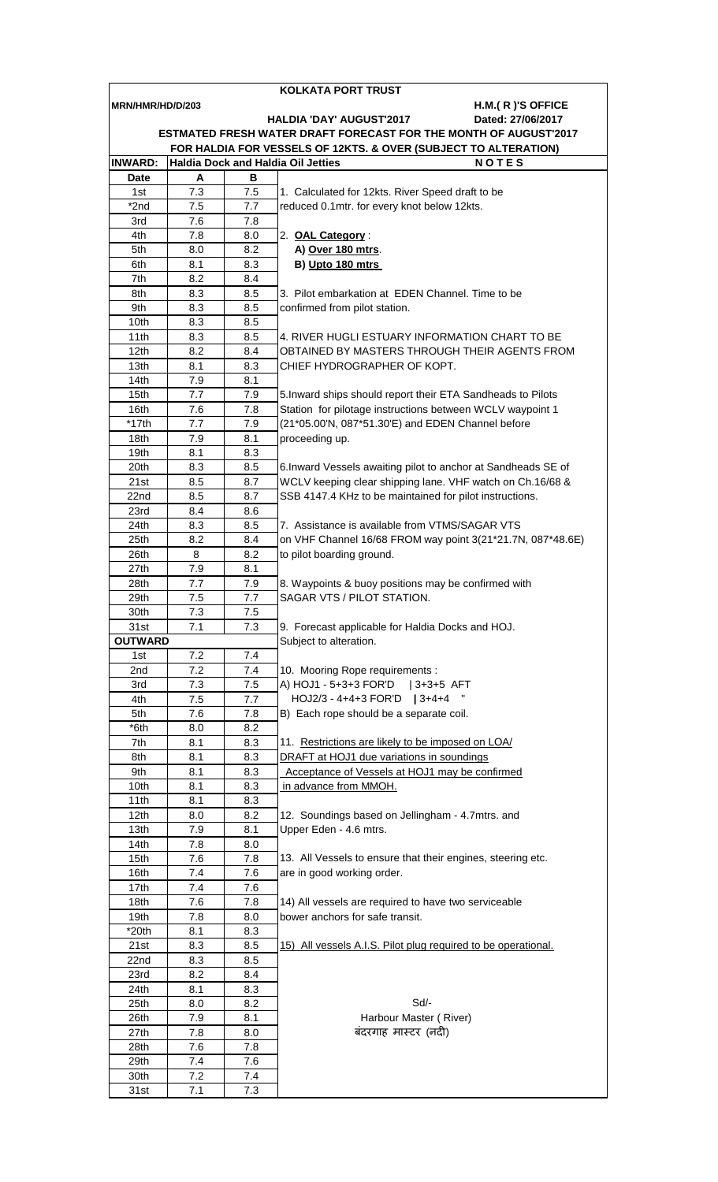# KOLKATA PORT TRUST

MRN/HMR/HD/D/203 — H.M.( R )'S OFFICE

HALDIA 'DAY' AUGUST'2017 — Dated: 27/06/2017

**ESTMATED FRESH WATER DRAFT FORECAST FOR THE MONTH OF AUGUST'2017**

**FOR HALDIA FOR VESSELS OF 12KTS. & OVER (SUBJECT TO ALTERATION)**

| INWARD: | Haldia Dock and Haldia Oil Jetties | | NOTES |
|---|---|---|---|
| Date | A | B | |
| 1st | 7.3 | 7.5 | 1. Calculated for 12kts. River Speed draft to be |
| *2nd | 7.5 | 7.7 | reduced 0.1mtr. for every knot below 12kts. |
| 3rd | 7.6 | 7.8 | |
| 4th | 7.8 | 8.0 | 2. **OAL Category** : |
| 5th | 8.0 | 8.2 | **A) Over 180 mtrs**. |
| 6th | 8.1 | 8.3 | **B) Upto 180 mtrs** |
| 7th | 8.2 | 8.4 | |
| 8th | 8.3 | 8.5 | 3. Pilot embarkation at EDEN Channel. Time to be |
| 9th | 8.3 | 8.5 | confirmed from pilot station. |
| 10th | 8.3 | 8.5 | |
| 11th | 8.3 | 8.5 | 4. RIVER HUGLI ESTUARY INFORMATION CHART TO BE |
| 12th | 8.2 | 8.4 | OBTAINED BY MASTERS THROUGH THEIR AGENTS FROM |
| 13th | 8.1 | 8.3 | CHIEF HYDROGRAPHER OF KOPT. |
| 14th | 7.9 | 8.1 | |
| 15th | 7.7 | 7.9 | 5.Inward ships should report their ETA Sandheads to Pilots |
| 16th | 7.6 | 7.8 | Station for pilotage instructions between WCLV waypoint 1 |
| *17th | 7.7 | 7.9 | (21*05.00'N, 087*51.30'E) and EDEN Channel before |
| 18th | 7.9 | 8.1 | proceeding up. |
| 19th | 8.1 | 8.3 | |
| 20th | 8.3 | 8.5 | 6.Inward Vessels awaiting pilot to anchor at Sandheads SE of |
| 21st | 8.5 | 8.7 | WCLV keeping clear shipping lane. VHF watch on Ch.16/68 & |
| 22nd | 8.5 | 8.7 | SSB 4147.4 KHz to be maintained for pilot instructions. |
| 23rd | 8.4 | 8.6 | |
| 24th | 8.3 | 8.5 | 7. Assistance is available from VTMS/SAGAR VTS |
| 25th | 8.2 | 8.4 | on VHF Channel 16/68 FROM way point 3(21*21.7N, 087*48.6E) |
| 26th | 8 | 8.2 | to pilot boarding ground. |
| 27th | 7.9 | 8.1 | |
| 28th | 7.7 | 7.9 | 8. Waypoints & buoy positions may be confirmed with |
| 29th | 7.5 | 7.7 | SAGAR VTS / PILOT STATION. |
| 30th | 7.3 | 7.5 | |
| 31st | 7.1 | 7.3 | 9. Forecast applicable for Haldia Docks and HOJ. |
| **OUTWARD** | | | Subject to alteration. |
| 1st | 7.2 | 7.4 | |
| 2nd | 7.2 | 7.4 | 10. Mooring Rope requirements : |
| 3rd | 7.3 | 7.5 | A) HOJ1 - 5+3+3 FOR'D \| 3+3+5 AFT |
| 4th | 7.5 | 7.7 | HOJ2/3 - 4+4+3 FOR'D \| 3+4+4 " |
| 5th | 7.6 | 7.8 | B) Each rope should be a separate coil. |
| *6th | 8.0 | 8.2 | |
| 7th | 8.1 | 8.3 | 11. Restrictions are likely to be imposed on LOA/ |
| 8th | 8.1 | 8.3 | DRAFT at HOJ1 due variations in soundings |
| 9th | 8.1 | 8.3 | Acceptance of Vessels at HOJ1 may be confirmed |
| 10th | 8.1 | 8.3 | in advance from MMOH. |
| 11th | 8.1 | 8.3 | |
| 12th | 8.0 | 8.2 | 12. Soundings based on Jellingham - 4.7mtrs. and |
| 13th | 7.9 | 8.1 | Upper Eden - 4.6 mtrs. |
| 14th | 7.8 | 8.0 | |
| 15th | 7.6 | 7.8 | 13. All Vessels to ensure that their engines, steering etc. |
| 16th | 7.4 | 7.6 | are in good working order. |
| 17th | 7.4 | 7.6 | |
| 18th | 7.6 | 7.8 | 14) All vessels are required to have two serviceable |
| 19th | 7.8 | 8.0 | bower anchors for safe transit. |
| *20th | 8.1 | 8.3 | |
| 21st | 8.3 | 8.5 | 15) All vessels A.I.S. Pilot plug required to be operational. |
| 22nd | 8.3 | 8.5 | |
| 23rd | 8.2 | 8.4 | |
| 24th | 8.1 | 8.3 | |
| 25th | 8.0 | 8.2 | Sd/- |
| 26th | 7.9 | 8.1 | Harbour Master ( River) |
| 27th | 7.8 | 8.0 | बंदरगाह मास्टर (नदी) |
| 28th | 7.6 | 7.8 | |
| 29th | 7.4 | 7.6 | |
| 30th | 7.2 | 7.4 | |
| 31st | 7.1 | 7.3 | |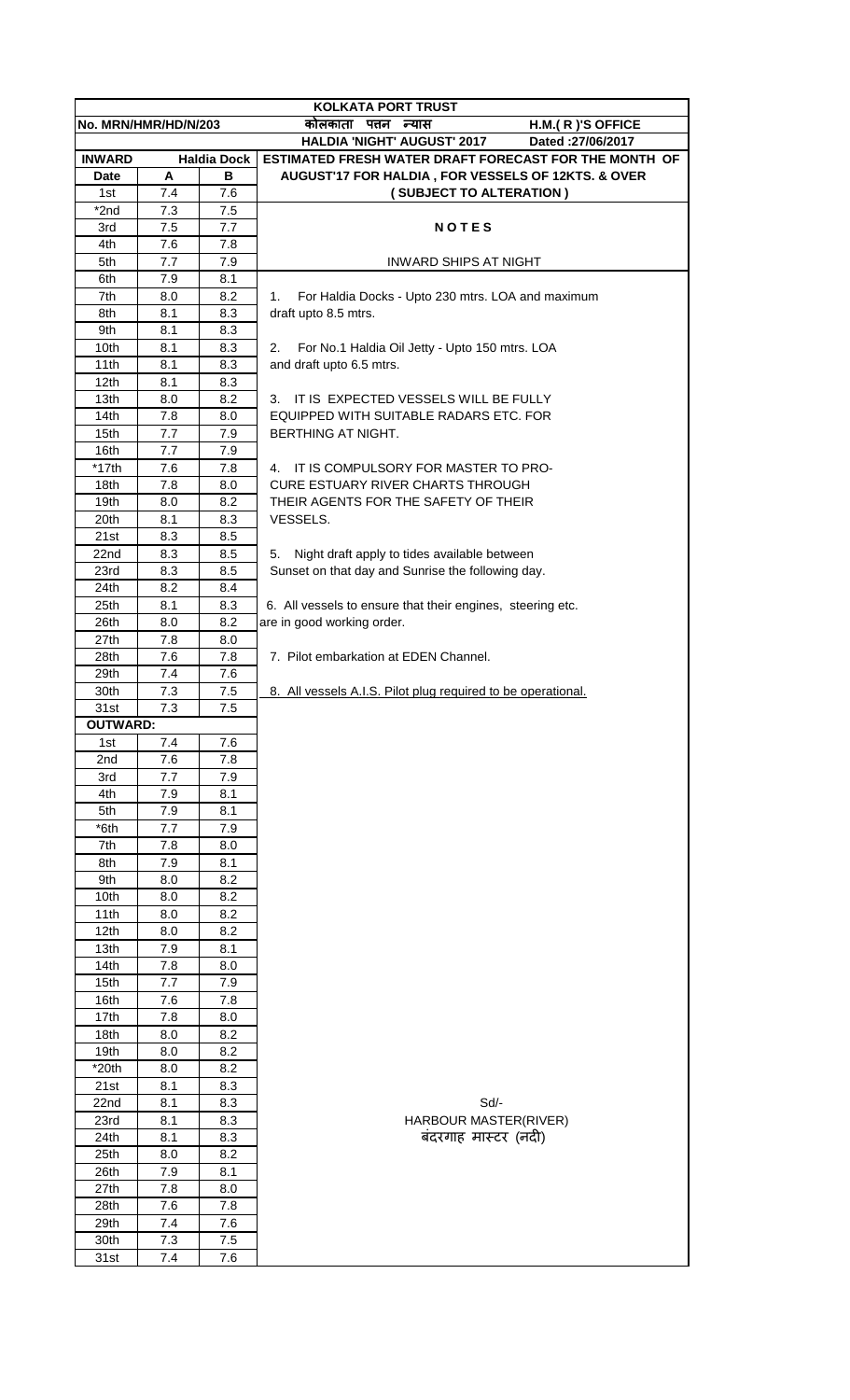# KOLKATA PORT TRUST

No. MRN/HMR/HD/N/203 — कोलकाता पत्तन न्यास — H.M.( R )'S OFFICE

HALDIA 'NIGHT' AUGUST' 2017 — Dated :27/06/2017

**ESTIMATED FRESH WATER DRAFT FORECAST FOR THE MONTH OF AUGUST'17 FOR HALDIA , FOR VESSELS OF 12KTS. & OVER**

**( SUBJECT TO ALTERATION )**

| INWARD | Haldia Dock | |
|---|---|---|
| Date | A | B |
| 1st | 7.4 | 7.6 |
| *2nd | 7.3 | 7.5 |
| 3rd | 7.5 | 7.7 |
| 4th | 7.6 | 7.8 |
| 5th | 7.7 | 7.9 |
| 6th | 7.9 | 8.1 |
| 7th | 8.0 | 8.2 |
| 8th | 8.1 | 8.3 |
| 9th | 8.1 | 8.3 |
| 10th | 8.1 | 8.3 |
| 11th | 8.1 | 8.3 |
| 12th | 8.1 | 8.3 |
| 13th | 8.0 | 8.2 |
| 14th | 7.8 | 8.0 |
| 15th | 7.7 | 7.9 |
| 16th | 7.7 | 7.9 |
| *17th | 7.6 | 7.8 |
| 18th | 7.8 | 8.0 |
| 19th | 8.0 | 8.2 |
| 20th | 8.1 | 8.3 |
| 21st | 8.3 | 8.5 |
| 22nd | 8.3 | 8.5 |
| 23rd | 8.3 | 8.5 |
| 24th | 8.2 | 8.4 |
| 25th | 8.1 | 8.3 |
| 26th | 8.0 | 8.2 |
| 27th | 7.8 | 8.0 |
| 28th | 7.6 | 7.8 |
| 29th | 7.4 | 7.6 |
| 30th | 7.3 | 7.5 |
| 31st | 7.3 | 7.5 |
| **OUTWARD:** | | |
| 1st | 7.4 | 7.6 |
| 2nd | 7.6 | 7.8 |
| 3rd | 7.7 | 7.9 |
| 4th | 7.9 | 8.1 |
| 5th | 7.9 | 8.1 |
| *6th | 7.7 | 7.9 |
| 7th | 7.8 | 8.0 |
| 8th | 7.9 | 8.1 |
| 9th | 8.0 | 8.2 |
| 10th | 8.0 | 8.2 |
| 11th | 8.0 | 8.2 |
| 12th | 8.0 | 8.2 |
| 13th | 7.9 | 8.1 |
| 14th | 7.8 | 8.0 |
| 15th | 7.7 | 7.9 |
| 16th | 7.6 | 7.8 |
| 17th | 7.8 | 8.0 |
| 18th | 8.0 | 8.2 |
| 19th | 8.0 | 8.2 |
| *20th | 8.0 | 8.2 |
| 21st | 8.1 | 8.3 |
| 22nd | 8.1 | 8.3 |
| 23rd | 8.1 | 8.3 |
| 24th | 8.1 | 8.3 |
| 25th | 8.0 | 8.2 |
| 26th | 7.9 | 8.1 |
| 27th | 7.8 | 8.0 |
| 28th | 7.6 | 7.8 |
| 29th | 7.4 | 7.6 |
| 30th | 7.3 | 7.5 |
| 31st | 7.4 | 7.6 |

## NOTES

INWARD SHIPS AT NIGHT

1. For Haldia Docks - Upto 230 mtrs. LOA and maximum draft upto 8.5 mtrs.

2. For No.1 Haldia Oil Jetty - Upto 150 mtrs. LOA and draft upto 6.5 mtrs.

3. IT IS EXPECTED VESSELS WILL BE FULLY EQUIPPED WITH SUITABLE RADARS ETC. FOR BERTHING AT NIGHT.

4. IT IS COMPULSORY FOR MASTER TO PROCURE ESTUARY RIVER CHARTS THROUGH THEIR AGENTS FOR THE SAFETY OF THEIR VESSELS.

5. Night draft apply to tides available between Sunset on that day and Sunrise the following day.

6. All vessels to ensure that their engines, steering etc. are in good working order.

7. Pilot embarkation at EDEN Channel.

8. All vessels A.I.S. Pilot plug required to be operational.

Sd/-

HARBOUR MASTER(RIVER)

बंदरगाह मास्टर (नदी)